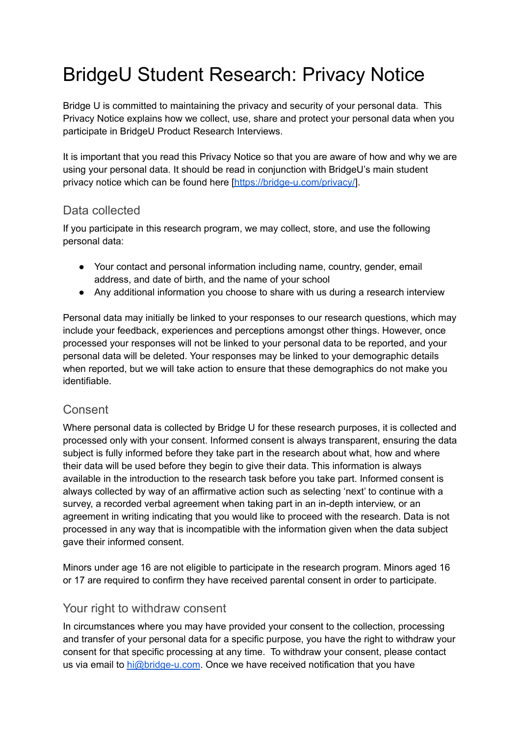# BridgeU Student Research: Privacy Notice

Bridge U is committed to maintaining the privacy and security of your personal data. This Privacy Notice explains how we collect, use, share and protect your personal data when you participate in BridgeU Product Research Interviews.

It is important that you read this Privacy Notice so that you are aware of how and why we are using your personal data. It should be read in conjunction with BridgeU's main student privacy notice which can be found here [https://bridge-u.com/privacy/].

## Data collected

If you participate in this research program, we may collect, store, and use the following personal data:

- Your contact and personal information including name, country, gender, email address, and date of birth, and the name of your school
- Any additional information you choose to share with us during a research interview

Personal data may initially be linked to your responses to our research questions, which may include your feedback, experiences and perceptions amongst other things. However, once processed your responses will not be linked to your personal data to be reported, and your personal data will be deleted. Your responses may be linked to your demographic details when reported, but we will take action to ensure that these demographics do not make you identifiable.

## Consent

Where personal data is collected by Bridge U for these research purposes, it is collected and processed only with your consent. Informed consent is always transparent, ensuring the data subject is fully informed before they take part in the research about what, how and where their data will be used before they begin to give their data. This information is always available in the introduction to the research task before you take part. Informed consent is always collected by way of an affirmative action such as selecting 'next' to continue with a survey, a recorded verbal agreement when taking part in an in-depth interview, or an agreement in writing indicating that you would like to proceed with the research. Data is not processed in any way that is incompatible with the information given when the data subject gave their informed consent.

Minors under age 16 are not eligible to participate in the research program. Minors aged 16 or 17 are required to confirm they have received parental consent in order to participate.

## Your right to withdraw consent

In circumstances where you may have provided your consent to the collection, processing and transfer of your personal data for a specific purpose, you have the right to withdraw your consent for that specific processing at any time. To withdraw your consent, please contact us via email to hi@bridge-u.com. Once we have received notification that you have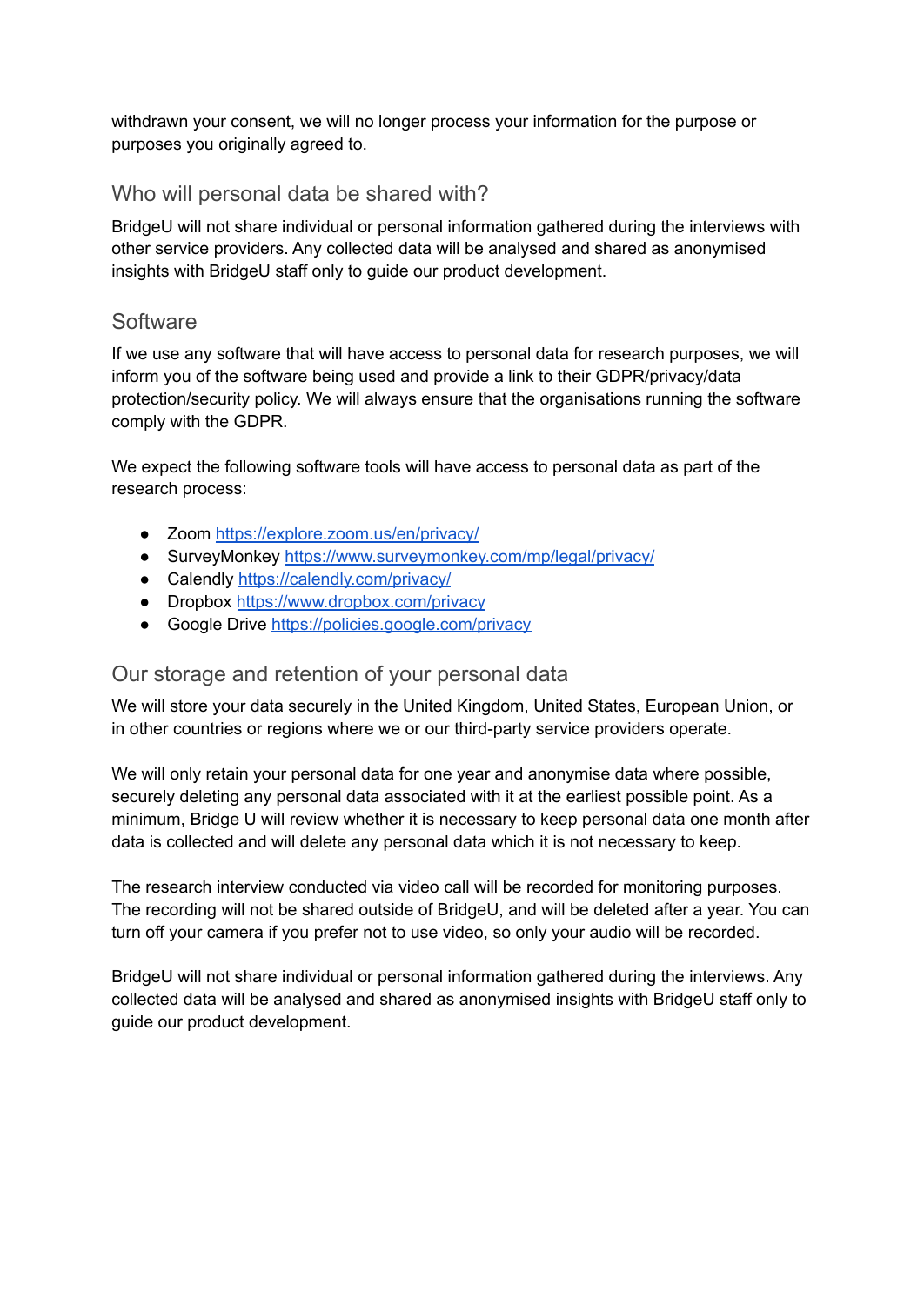withdrawn your consent, we will no longer process your information for the purpose or purposes you originally agreed to.

## Who will personal data be shared with?

BridgeU will not share individual or personal information gathered during the interviews with other service providers. Any collected data will be analysed and shared as anonymised insights with BridgeU staff only to guide our product development.

## Software

If we use any software that will have access to personal data for research purposes, we will inform you of the software being used and provide a link to their GDPR/privacy/data protection/security policy. We will always ensure that the organisations running the software comply with the GDPR.

We expect the following software tools will have access to personal data as part of the research process:

- Zoom https://explore.zoom.us/en/privacy/
- SurveyMonkey https://www.surveymonkey.com/mp/legal/privacy/
- Calendly https://calendly.com/privacy/
- Dropbox https://www.dropbox.com/privacy
- Google Drive https://policies.google.com/privacy

## Our storage and retention of your personal data

We will store your data securely in the United Kingdom, United States, European Union, or in other countries or regions where we or our third-party service providers operate.

We will only retain your personal data for one year and anonymise data where possible, securely deleting any personal data associated with it at the earliest possible point. As a minimum, Bridge U will review whether it is necessary to keep personal data one month after data is collected and will delete any personal data which it is not necessary to keep.

The research interview conducted via video call will be recorded for monitoring purposes. The recording will not be shared outside of BridgeU, and will be deleted after a year. You can turn off your camera if you prefer not to use video, so only your audio will be recorded.

BridgeU will not share individual or personal information gathered during the interviews. Any collected data will be analysed and shared as anonymised insights with BridgeU staff only to guide our product development.